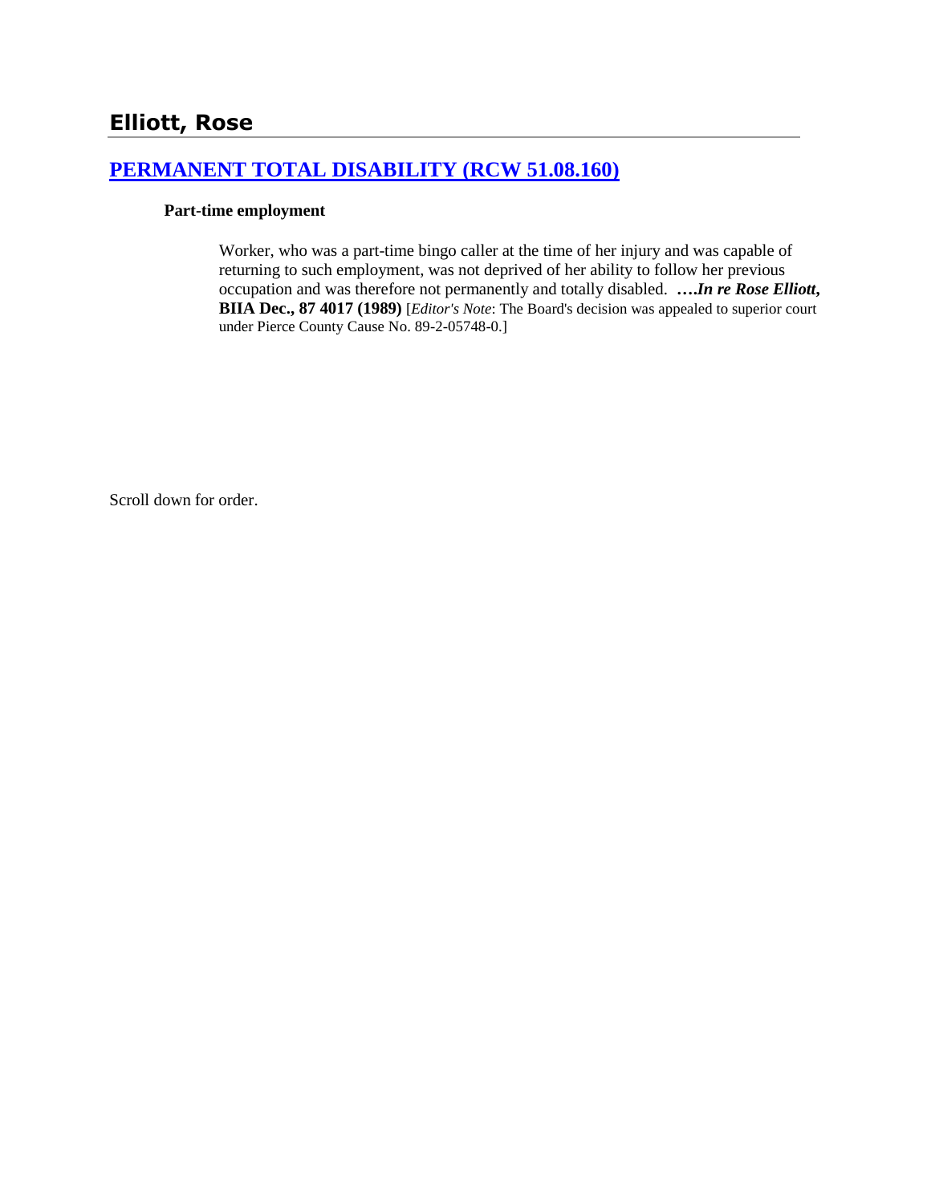# Elliott, Rose

## [PERMANENT TOTAL DISABILITY (RCW 51.08.160)]

**Part-time employment**

Worker, who was a part-time bingo caller at the time of her injury and was capable of returning to such employment, was not deprived of her ability to follow her previous occupation and was therefore not permanently and totally disabled. ***….In re Rose Elliott*, BIIA Dec., 87 4017 (1989)** [*Editor's Note*: The Board's decision was appealed to superior court under Pierce County Cause No. 89-2-05748-0.]

Scroll down for order.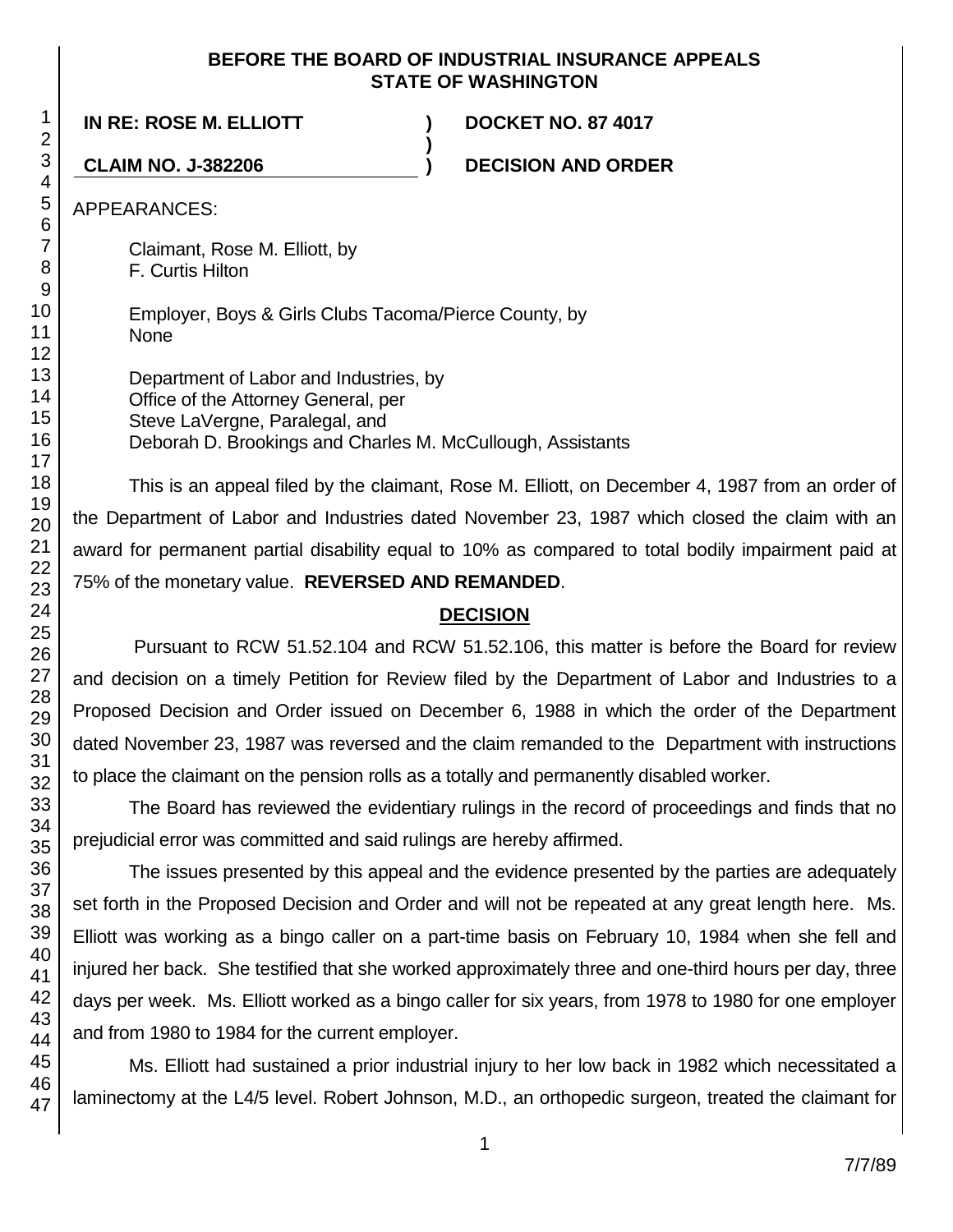**BEFORE THE BOARD OF INDUSTRIAL INSURANCE APPEALS**
**STATE OF WASHINGTON**

**IN RE: ROSE M. ELLIOTT** ) **DOCKET NO. 87 4017**
)
**CLAIM NO. J-382206** ) **DECISION AND ORDER**

APPEARANCES:

Claimant, Rose M. Elliott, by
F. Curtis Hilton

Employer, Boys & Girls Clubs Tacoma/Pierce County, by
None

Department of Labor and Industries, by
Office of the Attorney General, per
Steve LaVergne, Paralegal, and
Deborah D. Brookings and Charles M. McCullough, Assistants

This is an appeal filed by the claimant, Rose M. Elliott, on December 4, 1987 from an order of the Department of Labor and Industries dated November 23, 1987 which closed the claim with an award for permanent partial disability equal to 10% as compared to total bodily impairment paid at 75% of the monetary value. **REVERSED AND REMANDED**.

## DECISION

Pursuant to RCW 51.52.104 and RCW 51.52.106, this matter is before the Board for review and decision on a timely Petition for Review filed by the Department of Labor and Industries to a Proposed Decision and Order issued on December 6, 1988 in which the order of the Department dated November 23, 1987 was reversed and the claim remanded to the Department with instructions to place the claimant on the pension rolls as a totally and permanently disabled worker.

The Board has reviewed the evidentiary rulings in the record of proceedings and finds that no prejudicial error was committed and said rulings are hereby affirmed.

The issues presented by this appeal and the evidence presented by the parties are adequately set forth in the Proposed Decision and Order and will not be repeated at any great length here. Ms. Elliott was working as a bingo caller on a part-time basis on February 10, 1984 when she fell and injured her back. She testified that she worked approximately three and one-third hours per day, three days per week. Ms. Elliott worked as a bingo caller for six years, from 1978 to 1980 for one employer and from 1980 to 1984 for the current employer.

Ms. Elliott had sustained a prior industrial injury to her low back in 1982 which necessitated a laminectomy at the L4/5 level. Robert Johnson, M.D., an orthopedic surgeon, treated the claimant for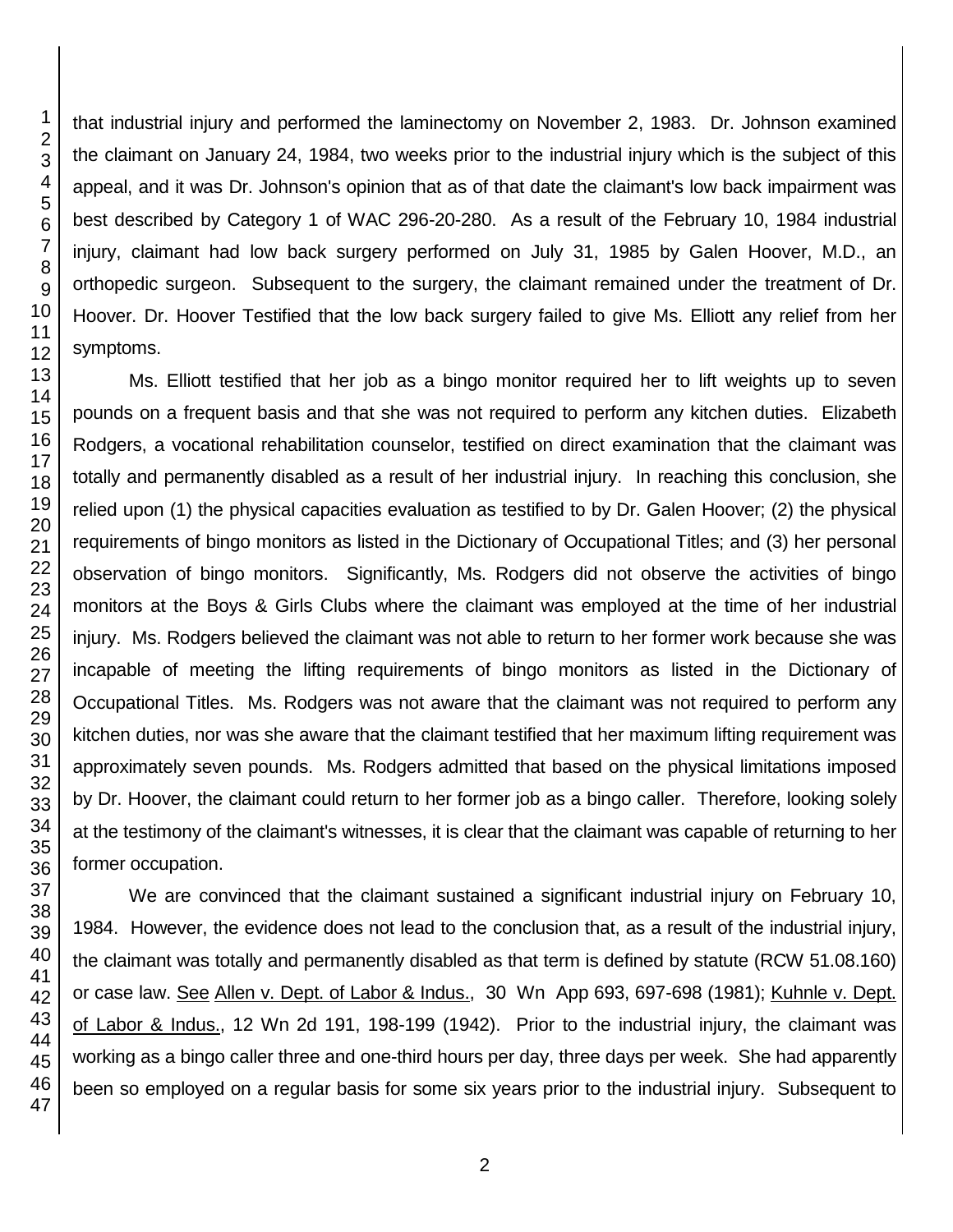that industrial injury and performed the laminectomy on November 2, 1983. Dr. Johnson examined the claimant on January 24, 1984, two weeks prior to the industrial injury which is the subject of this appeal, and it was Dr. Johnson's opinion that as of that date the claimant's low back impairment was best described by Category 1 of WAC 296-20-280. As a result of the February 10, 1984 industrial injury, claimant had low back surgery performed on July 31, 1985 by Galen Hoover, M.D., an orthopedic surgeon. Subsequent to the surgery, the claimant remained under the treatment of Dr. Hoover. Dr. Hoover Testified that the low back surgery failed to give Ms. Elliott any relief from her symptoms.

Ms. Elliott testified that her job as a bingo monitor required her to lift weights up to seven pounds on a frequent basis and that she was not required to perform any kitchen duties. Elizabeth Rodgers, a vocational rehabilitation counselor, testified on direct examination that the claimant was totally and permanently disabled as a result of her industrial injury. In reaching this conclusion, she relied upon (1) the physical capacities evaluation as testified to by Dr. Galen Hoover; (2) the physical requirements of bingo monitors as listed in the Dictionary of Occupational Titles; and (3) her personal observation of bingo monitors. Significantly, Ms. Rodgers did not observe the activities of bingo monitors at the Boys & Girls Clubs where the claimant was employed at the time of her industrial injury. Ms. Rodgers believed the claimant was not able to return to her former work because she was incapable of meeting the lifting requirements of bingo monitors as listed in the Dictionary of Occupational Titles. Ms. Rodgers was not aware that the claimant was not required to perform any kitchen duties, nor was she aware that the claimant testified that her maximum lifting requirement was approximately seven pounds. Ms. Rodgers admitted that based on the physical limitations imposed by Dr. Hoover, the claimant could return to her former job as a bingo caller. Therefore, looking solely at the testimony of the claimant's witnesses, it is clear that the claimant was capable of returning to her former occupation.

We are convinced that the claimant sustained a significant industrial injury on February 10, 1984. However, the evidence does not lead to the conclusion that, as a result of the industrial injury, the claimant was totally and permanently disabled as that term is defined by statute (RCW 51.08.160) or case law. See Allen v. Dept. of Labor & Indus., 30 Wn App 693, 697-698 (1981); Kuhnle v. Dept. of Labor & Indus., 12 Wn 2d 191, 198-199 (1942). Prior to the industrial injury, the claimant was working as a bingo caller three and one-third hours per day, three days per week. She had apparently been so employed on a regular basis for some six years prior to the industrial injury. Subsequent to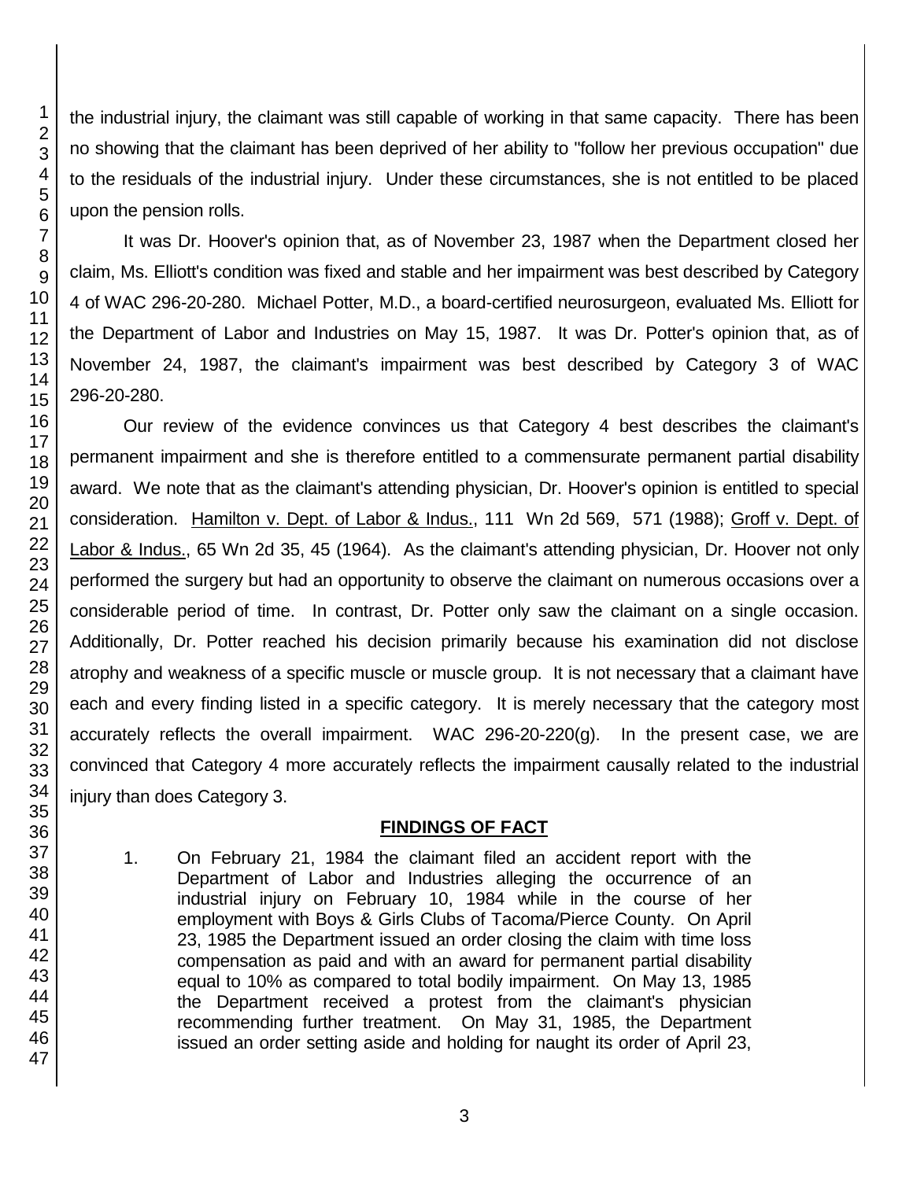the industrial injury, the claimant was still capable of working in that same capacity. There has been no showing that the claimant has been deprived of her ability to "follow her previous occupation" due to the residuals of the industrial injury. Under these circumstances, she is not entitled to be placed upon the pension rolls.

It was Dr. Hoover's opinion that, as of November 23, 1987 when the Department closed her claim, Ms. Elliott's condition was fixed and stable and her impairment was best described by Category 4 of WAC 296-20-280. Michael Potter, M.D., a board-certified neurosurgeon, evaluated Ms. Elliott for the Department of Labor and Industries on May 15, 1987. It was Dr. Potter's opinion that, as of November 24, 1987, the claimant's impairment was best described by Category 3 of WAC 296-20-280.

Our review of the evidence convinces us that Category 4 best describes the claimant's permanent impairment and she is therefore entitled to a commensurate permanent partial disability award. We note that as the claimant's attending physician, Dr. Hoover's opinion is entitled to special consideration. Hamilton v. Dept. of Labor & Indus., 111 Wn 2d 569, 571 (1988); Groff v. Dept. of Labor & Indus., 65 Wn 2d 35, 45 (1964). As the claimant's attending physician, Dr. Hoover not only performed the surgery but had an opportunity to observe the claimant on numerous occasions over a considerable period of time. In contrast, Dr. Potter only saw the claimant on a single occasion. Additionally, Dr. Potter reached his decision primarily because his examination did not disclose atrophy and weakness of a specific muscle or muscle group. It is not necessary that a claimant have each and every finding listed in a specific category. It is merely necessary that the category most accurately reflects the overall impairment. WAC 296-20-220(g). In the present case, we are convinced that Category 4 more accurately reflects the impairment causally related to the industrial injury than does Category 3.

## FINDINGS OF FACT

1. On February 21, 1984 the claimant filed an accident report with the Department of Labor and Industries alleging the occurrence of an industrial injury on February 10, 1984 while in the course of her employment with Boys & Girls Clubs of Tacoma/Pierce County. On April 23, 1985 the Department issued an order closing the claim with time loss compensation as paid and with an award for permanent partial disability equal to 10% as compared to total bodily impairment. On May 13, 1985 the Department received a protest from the claimant's physician recommending further treatment. On May 31, 1985, the Department issued an order setting aside and holding for naught its order of April 23,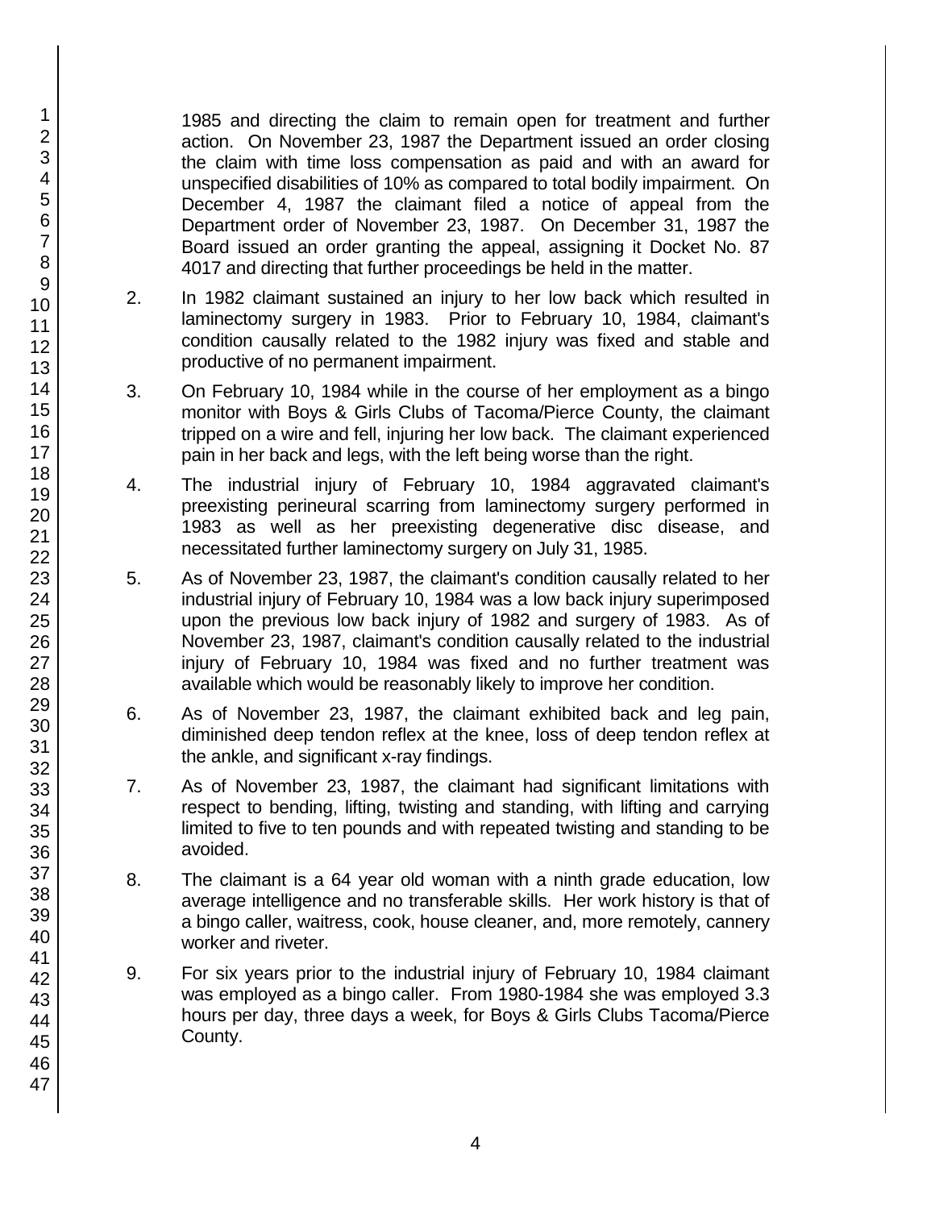1985 and directing the claim to remain open for treatment and further action. On November 23, 1987 the Department issued an order closing the claim with time loss compensation as paid and with an award for unspecified disabilities of 10% as compared to total bodily impairment. On December 4, 1987 the claimant filed a notice of appeal from the Department order of November 23, 1987. On December 31, 1987 the Board issued an order granting the appeal, assigning it Docket No. 87 4017 and directing that further proceedings be held in the matter.

2. In 1982 claimant sustained an injury to her low back which resulted in laminectomy surgery in 1983. Prior to February 10, 1984, claimant's condition causally related to the 1982 injury was fixed and stable and productive of no permanent impairment.

3. On February 10, 1984 while in the course of her employment as a bingo monitor with Boys & Girls Clubs of Tacoma/Pierce County, the claimant tripped on a wire and fell, injuring her low back. The claimant experienced pain in her back and legs, with the left being worse than the right.

4. The industrial injury of February 10, 1984 aggravated claimant's preexisting perineural scarring from laminectomy surgery performed in 1983 as well as her preexisting degenerative disc disease, and necessitated further laminectomy surgery on July 31, 1985.

5. As of November 23, 1987, the claimant's condition causally related to her industrial injury of February 10, 1984 was a low back injury superimposed upon the previous low back injury of 1982 and surgery of 1983. As of November 23, 1987, claimant's condition causally related to the industrial injury of February 10, 1984 was fixed and no further treatment was available which would be reasonably likely to improve her condition.

6. As of November 23, 1987, the claimant exhibited back and leg pain, diminished deep tendon reflex at the knee, loss of deep tendon reflex at the ankle, and significant x-ray findings.

7. As of November 23, 1987, the claimant had significant limitations with respect to bending, lifting, twisting and standing, with lifting and carrying limited to five to ten pounds and with repeated twisting and standing to be avoided.

8. The claimant is a 64 year old woman with a ninth grade education, low average intelligence and no transferable skills. Her work history is that of a bingo caller, waitress, cook, house cleaner, and, more remotely, cannery worker and riveter.

9. For six years prior to the industrial injury of February 10, 1984 claimant was employed as a bingo caller. From 1980-1984 she was employed 3.3 hours per day, three days a week, for Boys & Girls Clubs Tacoma/Pierce County.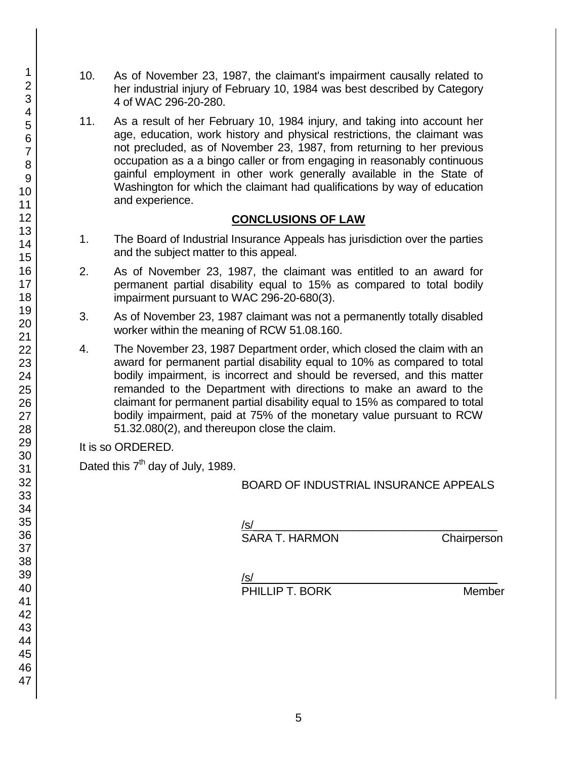10. As of November 23, 1987, the claimant's impairment causally related to her industrial injury of February 10, 1984 was best described by Category 4 of WAC 296-20-280.

11. As a result of her February 10, 1984 injury, and taking into account her age, education, work history and physical restrictions, the claimant was not precluded, as of November 23, 1987, from returning to her previous occupation as a a bingo caller or from engaging in reasonably continuous gainful employment in other work generally available in the State of Washington for which the claimant had qualifications by way of education and experience.

## CONCLUSIONS OF LAW

1. The Board of Industrial Insurance Appeals has jurisdiction over the parties and the subject matter to this appeal.

2. As of November 23, 1987, the claimant was entitled to an award for permanent partial disability equal to 15% as compared to total bodily impairment pursuant to WAC 296-20-680(3).

3. As of November 23, 1987 claimant was not a permanently totally disabled worker within the meaning of RCW 51.08.160.

4. The November 23, 1987 Department order, which closed the claim with an award for permanent partial disability equal to 10% as compared to total bodily impairment, is incorrect and should be reversed, and this matter remanded to the Department with directions to make an award to the claimant for permanent partial disability equal to 15% as compared to total bodily impairment, paid at 75% of the monetary value pursuant to RCW 51.32.080(2), and thereupon close the claim.

It is so ORDERED.

Dated this 7th day of July, 1989.

BOARD OF INDUSTRIAL INSURANCE APPEALS

/s/
SARA T. HARMON Chairperson

/s/
PHILLIP T. BORK Member